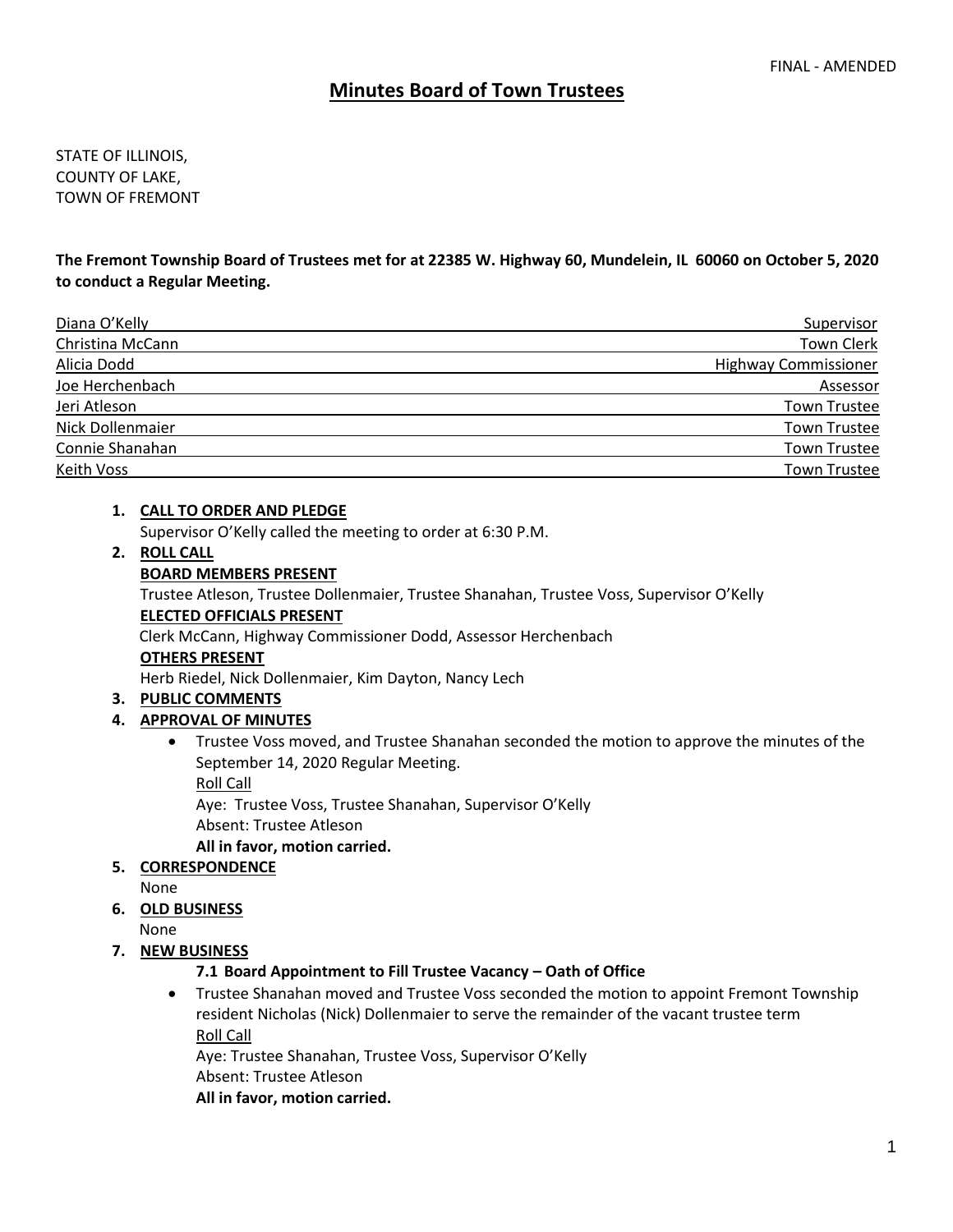FINAL - AMENDED

# Minutes Board of Town Trustees

STATE OF ILLINOIS,
COUNTY OF LAKE,
TOWN OF FREMONT

**The Fremont Township Board of Trustees met for at 22385 W. Highway 60, Mundelein, IL 60060 on October 5, 2020 to conduct a Regular Meeting.**

| | |
|---|---|
| Diana O'Kelly | Supervisor |
| Christina McCann | Town Clerk |
| Alicia Dodd | Highway Commissioner |
| Joe Herchenbach | Assessor |
| Jeri Atleson | Town Trustee |
| Nick Dollenmaier | Town Trustee |
| Connie Shanahan | Town Trustee |
| Keith Voss | Town Trustee |

1. **CALL TO ORDER AND PLEDGE**
   Supervisor O'Kelly called the meeting to order at 6:30 P.M.
2. **ROLL CALL**
   **BOARD MEMBERS PRESENT**
   Trustee Atleson, Trustee Dollenmaier, Trustee Shanahan, Trustee Voss, Supervisor O'Kelly
   **ELECTED OFFICIALS PRESENT**
   Clerk McCann, Highway Commissioner Dodd, Assessor Herchenbach
   **OTHERS PRESENT**
   Herb Riedel, Nick Dollenmaier, Kim Dayton, Nancy Lech
3. **PUBLIC COMMENTS**
4. **APPROVAL OF MINUTES**
   - Trustee Voss moved, and Trustee Shanahan seconded the motion to approve the minutes of the September 14, 2020 Regular Meeting.
     Roll Call
     Aye: Trustee Voss, Trustee Shanahan, Supervisor O'Kelly
     Absent: Trustee Atleson
     **All in favor, motion carried.**
5. **CORRESPONDENCE**
   None
6. **OLD BUSINESS**
   None
7. **NEW BUSINESS**
   **7.1 Board Appointment to Fill Trustee Vacancy – Oath of Office**
   - Trustee Shanahan moved and Trustee Voss seconded the motion to appoint Fremont Township resident Nicholas (Nick) Dollenmaier to serve the remainder of the vacant trustee term
     Roll Call
     Aye: Trustee Shanahan, Trustee Voss, Supervisor O'Kelly
     Absent: Trustee Atleson
     **All in favor, motion carried.**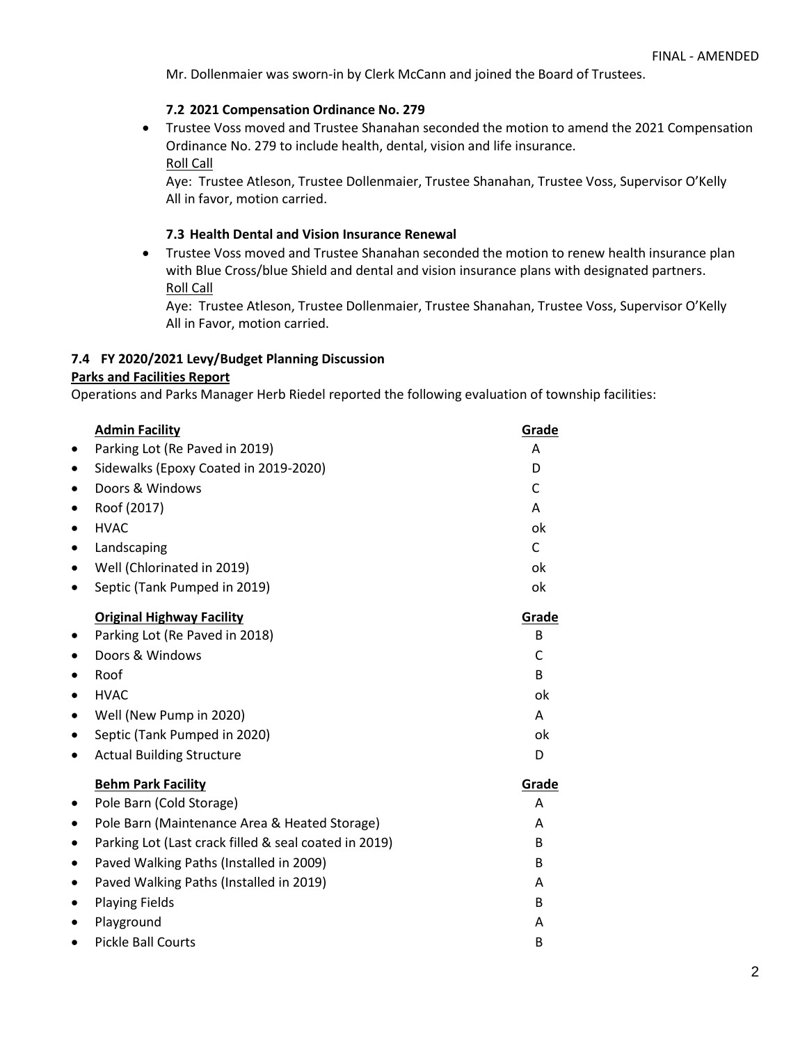Mr. Dollenmaier was sworn-in by Clerk McCann and joined the Board of Trustees.

**7.2 2021 Compensation Ordinance No. 279**

- Trustee Voss moved and Trustee Shanahan seconded the motion to amend the 2021 Compensation Ordinance No. 279 to include health, dental, vision and life insurance.
  Roll Call
  Aye: Trustee Atleson, Trustee Dollenmaier, Trustee Shanahan, Trustee Voss, Supervisor O'Kelly
  All in favor, motion carried.

**7.3 Health Dental and Vision Insurance Renewal**

- Trustee Voss moved and Trustee Shanahan seconded the motion to renew health insurance plan with Blue Cross/blue Shield and dental and vision insurance plans with designated partners.
  Roll Call
  Aye: Trustee Atleson, Trustee Dollenmaier, Trustee Shanahan, Trustee Voss, Supervisor O'Kelly
  All in Favor, motion carried.

**7.4 FY 2020/2021 Levy/Budget Planning Discussion**

**Parks and Facilities Report**

Operations and Parks Manager Herb Riedel reported the following evaluation of township facilities:

| Admin Facility | Grade |
|---|---|
| Parking Lot (Re Paved in 2019) | A |
| Sidewalks (Epoxy Coated in 2019-2020) | D |
| Doors & Windows | C |
| Roof (2017) | A |
| HVAC | ok |
| Landscaping | C |
| Well (Chlorinated in 2019) | ok |
| Septic (Tank Pumped in 2019) | ok |

| Original Highway Facility | Grade |
|---|---|
| Parking Lot (Re Paved in 2018) | B |
| Doors & Windows | C |
| Roof | B |
| HVAC | ok |
| Well (New Pump in 2020) | A |
| Septic (Tank Pumped in 2020) | ok |
| Actual Building Structure | D |

| Behm Park Facility | Grade |
|---|---|
| Pole Barn (Cold Storage) | A |
| Pole Barn (Maintenance Area & Heated Storage) | A |
| Parking Lot (Last crack filled & seal coated in 2019) | B |
| Paved Walking Paths (Installed in 2009) | B |
| Paved Walking Paths (Installed in 2019) | A |
| Playing Fields | B |
| Playground | A |
| Pickle Ball Courts | B |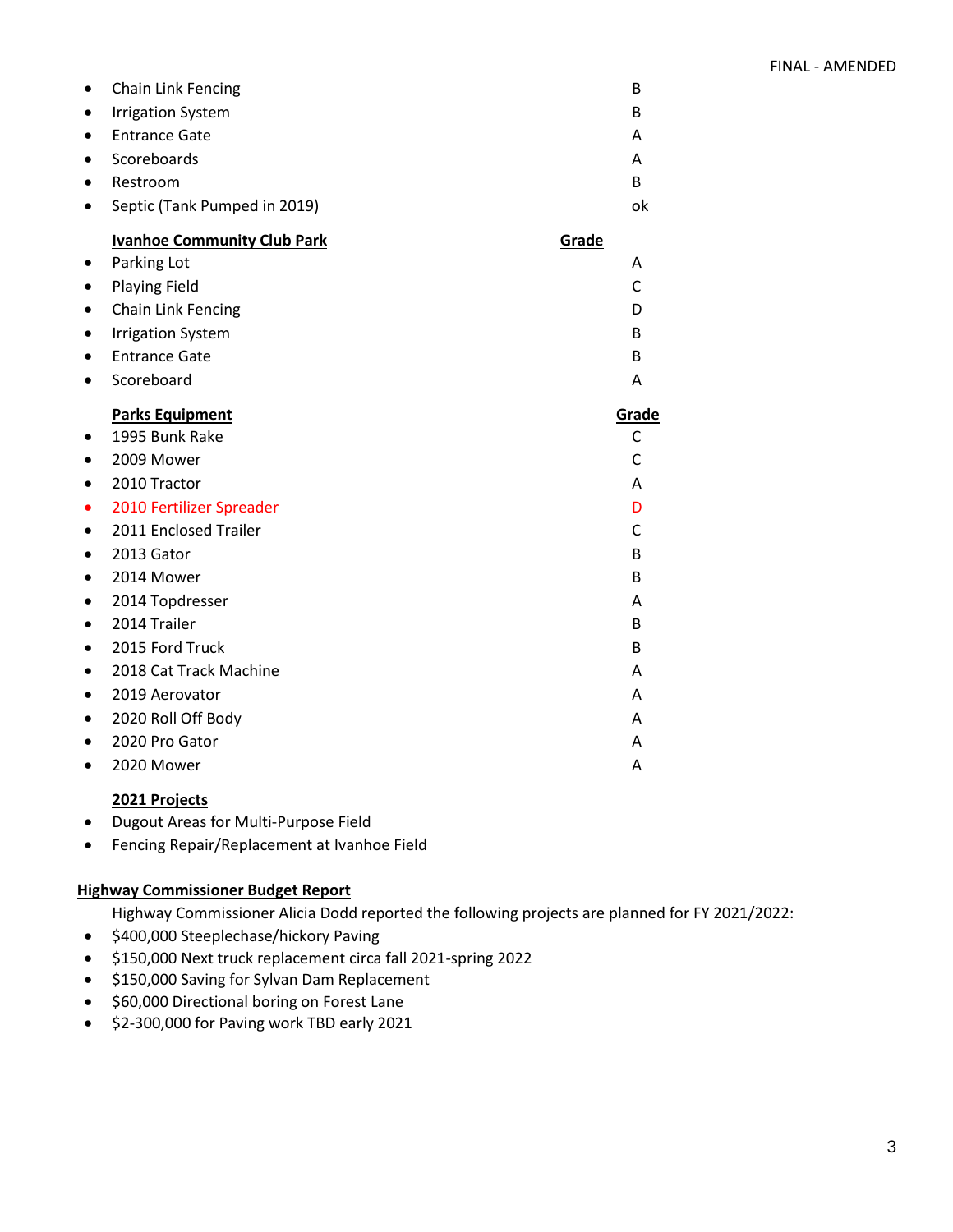| | |
|---|---|
| Chain Link Fencing | B |
| Irrigation System | B |
| Entrance Gate | A |
| Scoreboards | A |
| Restroom | B |
| Septic (Tank Pumped in 2019) | ok |

| Ivanhoe Community Club Park | Grade |
|---|---|
| Parking Lot | A |
| Playing Field | C |
| Chain Link Fencing | D |
| Irrigation System | B |
| Entrance Gate | B |
| Scoreboard | A |

| Parks Equipment | Grade |
|---|---|
| 1995 Bunk Rake | C |
| 2009 Mower | C |
| 2010 Tractor | A |
| 2010 Fertilizer Spreader | D |
| 2011 Enclosed Trailer | C |
| 2013 Gator | B |
| 2014 Mower | B |
| 2014 Topdresser | A |
| 2014 Trailer | B |
| 2015 Ford Truck | B |
| 2018 Cat Track Machine | A |
| 2019 Aerovator | A |
| 2020 Roll Off Body | A |
| 2020 Pro Gator | A |
| 2020 Mower | A |

**2021 Projects**

- Dugout Areas for Multi-Purpose Field
- Fencing Repair/Replacement at Ivanhoe Field

**Highway Commissioner Budget Report**

Highway Commissioner Alicia Dodd reported the following projects are planned for FY 2021/2022:

- $400,000 Steeplechase/hickory Paving
- $150,000 Next truck replacement circa fall 2021-spring 2022
- $150,000 Saving for Sylvan Dam Replacement
- $60,000 Directional boring on Forest Lane
- $2-300,000 for Paving work TBD early 2021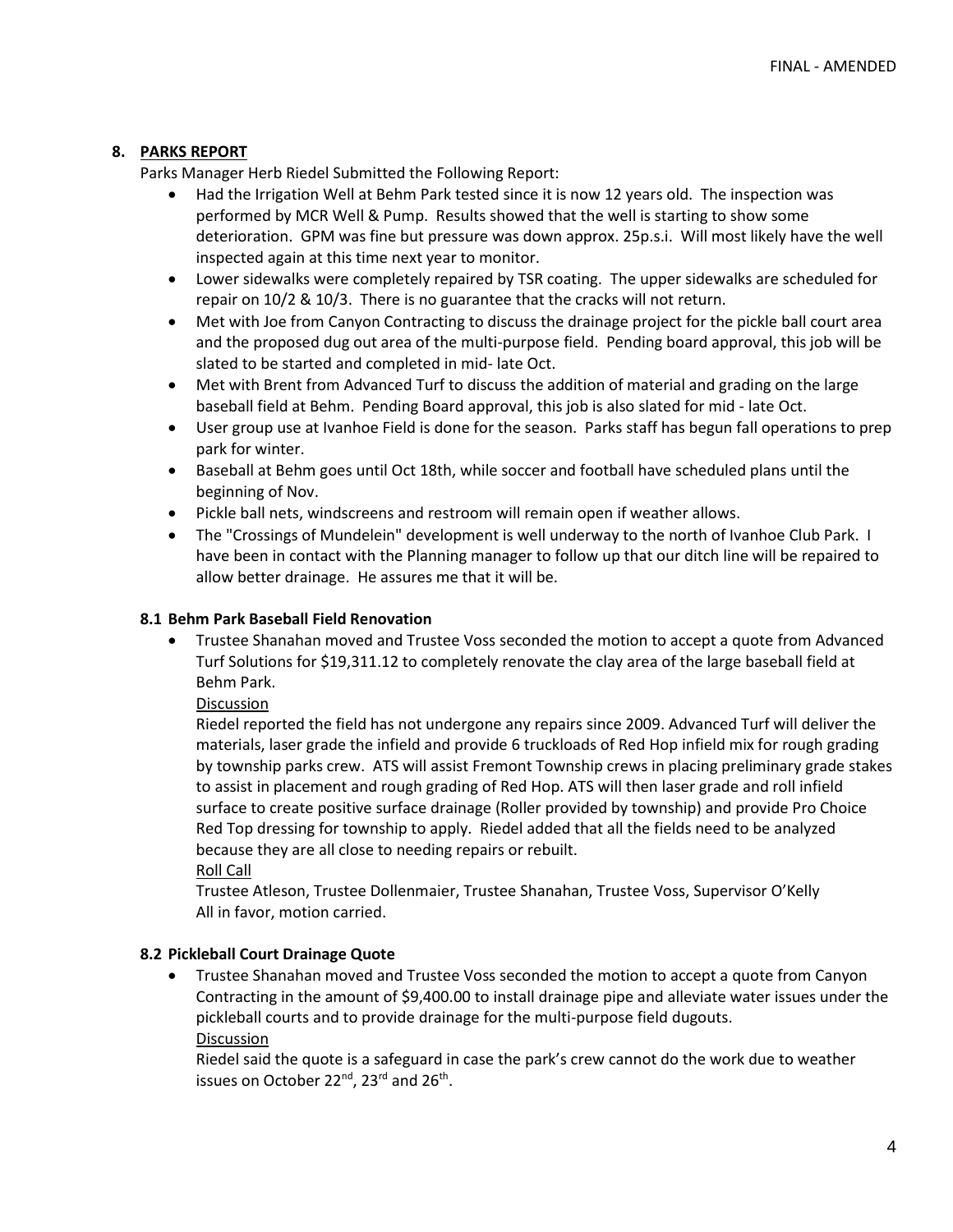## 8. PARKS REPORT

Parks Manager Herb Riedel Submitted the Following Report:

- Had the Irrigation Well at Behm Park tested since it is now 12 years old. The inspection was performed by MCR Well & Pump. Results showed that the well is starting to show some deterioration. GPM was fine but pressure was down approx. 25p.s.i. Will most likely have the well inspected again at this time next year to monitor.
- Lower sidewalks were completely repaired by TSR coating. The upper sidewalks are scheduled for repair on 10/2 & 10/3. There is no guarantee that the cracks will not return.
- Met with Joe from Canyon Contracting to discuss the drainage project for the pickle ball court area and the proposed dug out area of the multi-purpose field. Pending board approval, this job will be slated to be started and completed in mid- late Oct.
- Met with Brent from Advanced Turf to discuss the addition of material and grading on the large baseball field at Behm. Pending Board approval, this job is also slated for mid - late Oct.
- User group use at Ivanhoe Field is done for the season. Parks staff has begun fall operations to prep park for winter.
- Baseball at Behm goes until Oct 18th, while soccer and football have scheduled plans until the beginning of Nov.
- Pickle ball nets, windscreens and restroom will remain open if weather allows.
- The "Crossings of Mundelein" development is well underway to the north of Ivanhoe Club Park. I have been in contact with the Planning manager to follow up that our ditch line will be repaired to allow better drainage. He assures me that it will be.

### 8.1 Behm Park Baseball Field Renovation

- Trustee Shanahan moved and Trustee Voss seconded the motion to accept a quote from Advanced Turf Solutions for $19,311.12 to completely renovate the clay area of the large baseball field at Behm Park.

  Discussion

  Riedel reported the field has not undergone any repairs since 2009. Advanced Turf will deliver the materials, laser grade the infield and provide 6 truckloads of Red Hop infield mix for rough grading by township parks crew. ATS will assist Fremont Township crews in placing preliminary grade stakes to assist in placement and rough grading of Red Hop. ATS will then laser grade and roll infield surface to create positive surface drainage (Roller provided by township) and provide Pro Choice Red Top dressing for township to apply. Riedel added that all the fields need to be analyzed because they are all close to needing repairs or rebuilt.

  Roll Call

  Trustee Atleson, Trustee Dollenmaier, Trustee Shanahan, Trustee Voss, Supervisor O'Kelly
  All in favor, motion carried.

### 8.2 Pickleball Court Drainage Quote

- Trustee Shanahan moved and Trustee Voss seconded the motion to accept a quote from Canyon Contracting in the amount of $9,400.00 to install drainage pipe and alleviate water issues under the pickleball courts and to provide drainage for the multi-purpose field dugouts.

  Discussion

  Riedel said the quote is a safeguard in case the park's crew cannot do the work due to weather issues on October 22nd, 23rd and 26th.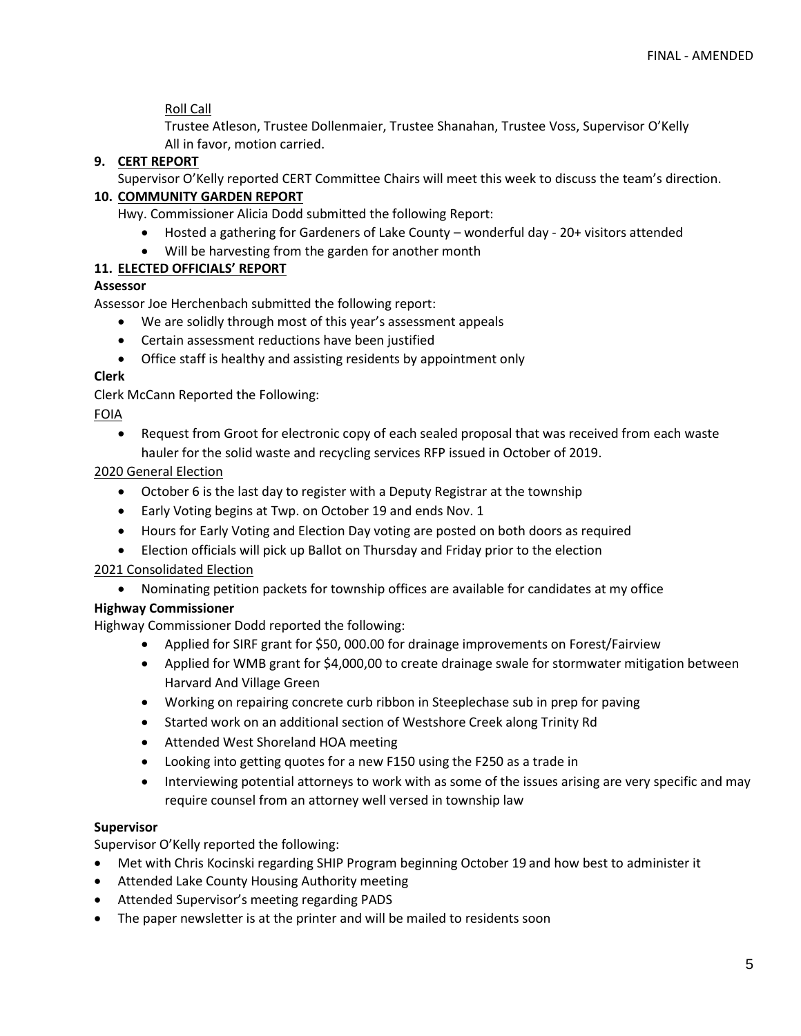Roll Call

Trustee Atleson, Trustee Dollenmaier, Trustee Shanahan, Trustee Voss, Supervisor O'Kelly
All in favor, motion carried.

**9. CERT REPORT**

Supervisor O'Kelly reported CERT Committee Chairs will meet this week to discuss the team's direction.

**10. COMMUNITY GARDEN REPORT**

Hwy. Commissioner Alicia Dodd submitted the following Report:

- Hosted a gathering for Gardeners of Lake County – wonderful day - 20+ visitors attended
- Will be harvesting from the garden for another month

**11. ELECTED OFFICIALS' REPORT**

**Assessor**

Assessor Joe Herchenbach submitted the following report:

- We are solidly through most of this year's assessment appeals
- Certain assessment reductions have been justified
- Office staff is healthy and assisting residents by appointment only

**Clerk**

Clerk McCann Reported the Following:

FOIA

- Request from Groot for electronic copy of each sealed proposal that was received from each waste hauler for the solid waste and recycling services RFP issued in October of 2019.

2020 General Election

- October 6 is the last day to register with a Deputy Registrar at the township
- Early Voting begins at Twp. on October 19 and ends Nov. 1
- Hours for Early Voting and Election Day voting are posted on both doors as required
- Election officials will pick up Ballot on Thursday and Friday prior to the election

2021 Consolidated Election

- Nominating petition packets for township offices are available for candidates at my office

**Highway Commissioner**

Highway Commissioner Dodd reported the following:

- Applied for SIRF grant for $50, 000.00 for drainage improvements on Forest/Fairview
- Applied for WMB grant for $4,000,00 to create drainage swale for stormwater mitigation between Harvard And Village Green
- Working on repairing concrete curb ribbon in Steeplechase sub in prep for paving
- Started work on an additional section of Westshore Creek along Trinity Rd
- Attended West Shoreland HOA meeting
- Looking into getting quotes for a new F150 using the F250 as a trade in
- Interviewing potential attorneys to work with as some of the issues arising are very specific and may require counsel from an attorney well versed in township law

**Supervisor**

Supervisor O'Kelly reported the following:

- Met with Chris Kocinski regarding SHIP Program beginning October 19 and how best to administer it
- Attended Lake County Housing Authority meeting
- Attended Supervisor's meeting regarding PADS
- The paper newsletter is at the printer and will be mailed to residents soon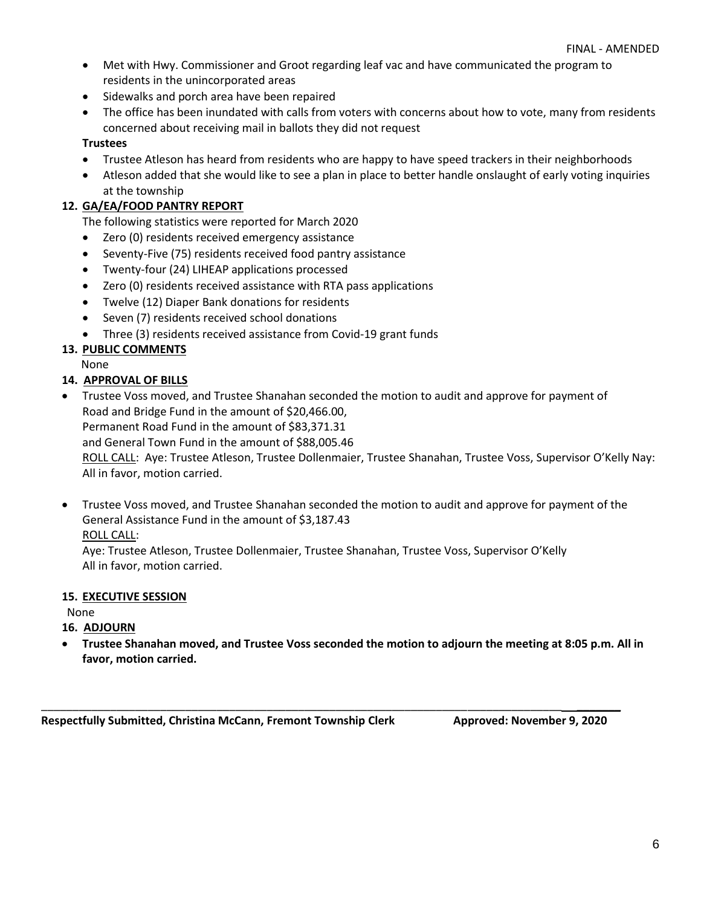FINAL - AMENDED

- Met with Hwy. Commissioner and Groot regarding leaf vac and have communicated the program to residents in the unincorporated areas
- Sidewalks and porch area have been repaired
- The office has been inundated with calls from voters with concerns about how to vote, many from residents concerned about receiving mail in ballots they did not request

**Trustees**

- Trustee Atleson has heard from residents who are happy to have speed trackers in their neighborhoods
- Atleson added that she would like to see a plan in place to better handle onslaught of early voting inquiries at the township

**12. GA/EA/FOOD PANTRY REPORT**

The following statistics were reported for March 2020

- Zero (0) residents received emergency assistance
- Seventy-Five (75) residents received food pantry assistance
- Twenty-four (24) LIHEAP applications processed
- Zero (0) residents received assistance with RTA pass applications
- Twelve (12) Diaper Bank donations for residents
- Seven (7) residents received school donations
- Three (3) residents received assistance from Covid-19 grant funds

**13. PUBLIC COMMENTS**

None

**14. APPROVAL OF BILLS**

- Trustee Voss moved, and Trustee Shanahan seconded the motion to audit and approve for payment of Road and Bridge Fund in the amount of $20,466.00,
  Permanent Road Fund in the amount of $83,371.31
  and General Town Fund in the amount of $88,005.46
  ROLL CALL: Aye: Trustee Atleson, Trustee Dollenmaier, Trustee Shanahan, Trustee Voss, Supervisor O'Kelly Nay: All in favor, motion carried.

- Trustee Voss moved, and Trustee Shanahan seconded the motion to audit and approve for payment of the General Assistance Fund in the amount of $3,187.43
  ROLL CALL:
  Aye: Trustee Atleson, Trustee Dollenmaier, Trustee Shanahan, Trustee Voss, Supervisor O'Kelly
  All in favor, motion carried.

**15. EXECUTIVE SESSION**

None

**16. ADJOURN**

- **Trustee Shanahan moved, and Trustee Voss seconded the motion to adjourn the meeting at 8:05 p.m. All in favor, motion carried.**

---

**Respectfully Submitted, Christina McCann, Fremont Township Clerk** **Approved: November 9, 2020**